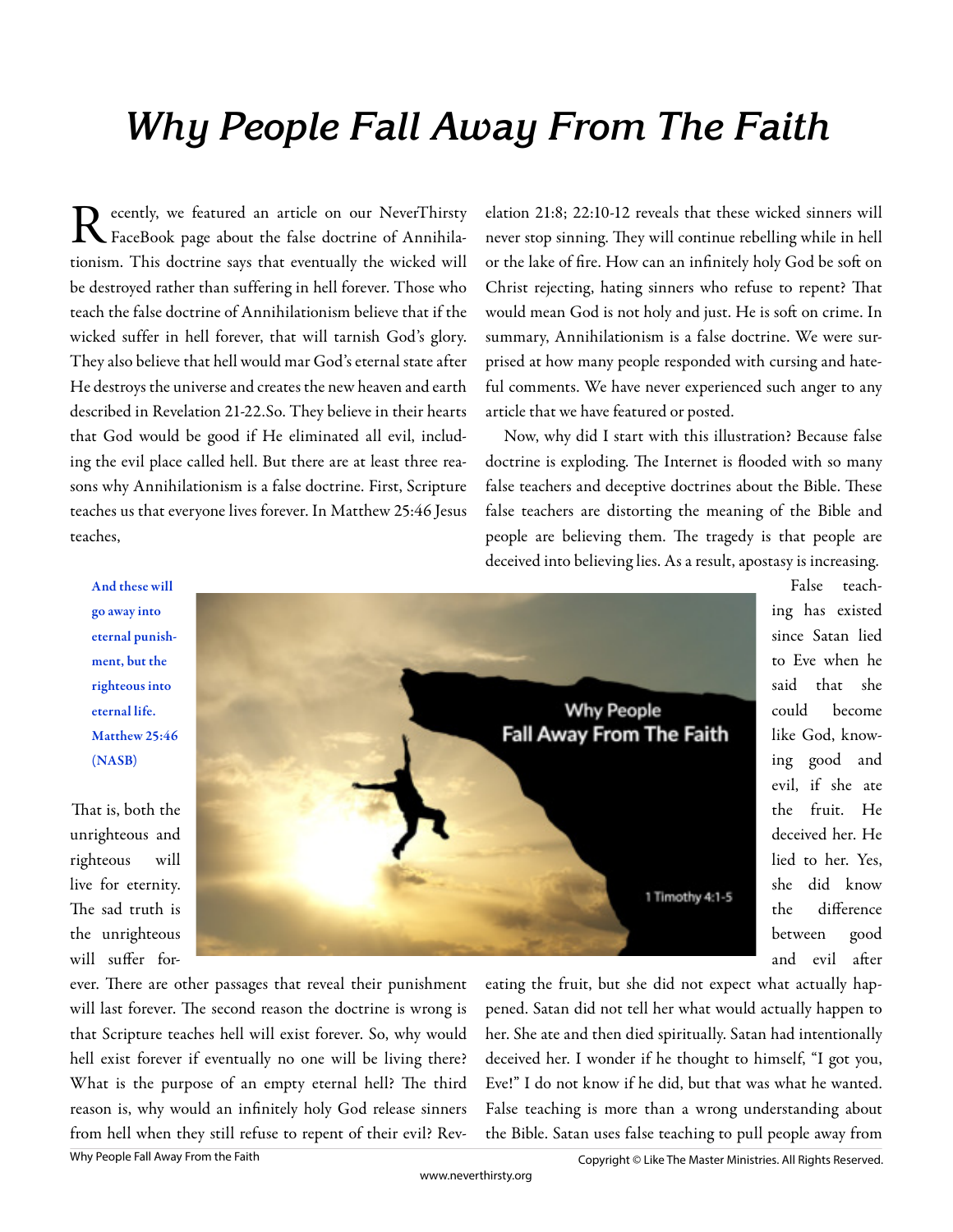// Why People Fall Away From The Faith

Recently, we featured an article on our NeverThirsty FaceBook page about the false doctrine of Annihilationism. This doctrine says that eventually the wicked will be destroyed rather than suffering in hell forever. Those who teach the false doctrine of Annihilationism believe that if the wicked suffer in hell forever, that will tarnish God's glory. They also believe that hell would mar God's eternal state after He destroys the universe and creates the new heaven and earth described in Revelation 21-22.So. They believe in their hearts that God would be good if He eliminated all evil, including the evil place called hell. But there are at least three reasons why Annihilationism is a false doctrine. First, Scripture teaches us that everyone lives forever. In Matthew 25:46 Jesus teaches,

> **And these will go away into eternal punishment, but the righteous into eternal life. Matthew 25:46 (NASB)**

That is, both the unrighteous and righteous will live for eternity. The sad truth is the unrighteous will suffer forever. There are other passages that reveal their punishment will last forever. The second reason the doctrine is wrong is that Scripture teaches hell will exist forever. So, why would hell exist forever if eventually no one will be living there? What is the purpose of an empty eternal hell? The third reason is, why would an infinitely holy God release sinners from hell when they still refuse to repent of their evil? Revelation 21:8; 22:10-12 reveals that these wicked sinners will never stop sinning. They will continue rebelling while in hell or the lake of fire. How can an infinitely holy God be soft on Christ rejecting, hating sinners who refuse to repent? That would mean God is not holy and just. He is soft on crime. In summary, Annihilationism is a false doctrine. We were surprised at how many people responded with cursing and hateful comments. We have never experienced such anger to any article that we have featured or posted.

Now, why did I start with this illustration? Because false doctrine is exploding. The Internet is flooded with so many false teachers and deceptive doctrines about the Bible. These false teachers are distorting the meaning of the Bible and people are believing them. The tragedy is that people are deceived into believing lies. As a result, apostasy is increasing.

False teaching has existed since Satan lied to Eve when he said that she could become like God, knowing good and evil, if she ate the fruit. He deceived her. He lied to her. Yes, she did know the difference between good and evil after eating the fruit, but she did not expect what actually happened. Satan did not tell her what would actually happen to her. She ate and then died spiritually. Satan had intentionally deceived her. I wonder if he thought to himself, "I got you, Eve!" I do not know if he did, but that was what he wanted. False teaching is more than a wrong understanding about the Bible. Satan uses false teaching to pull people away from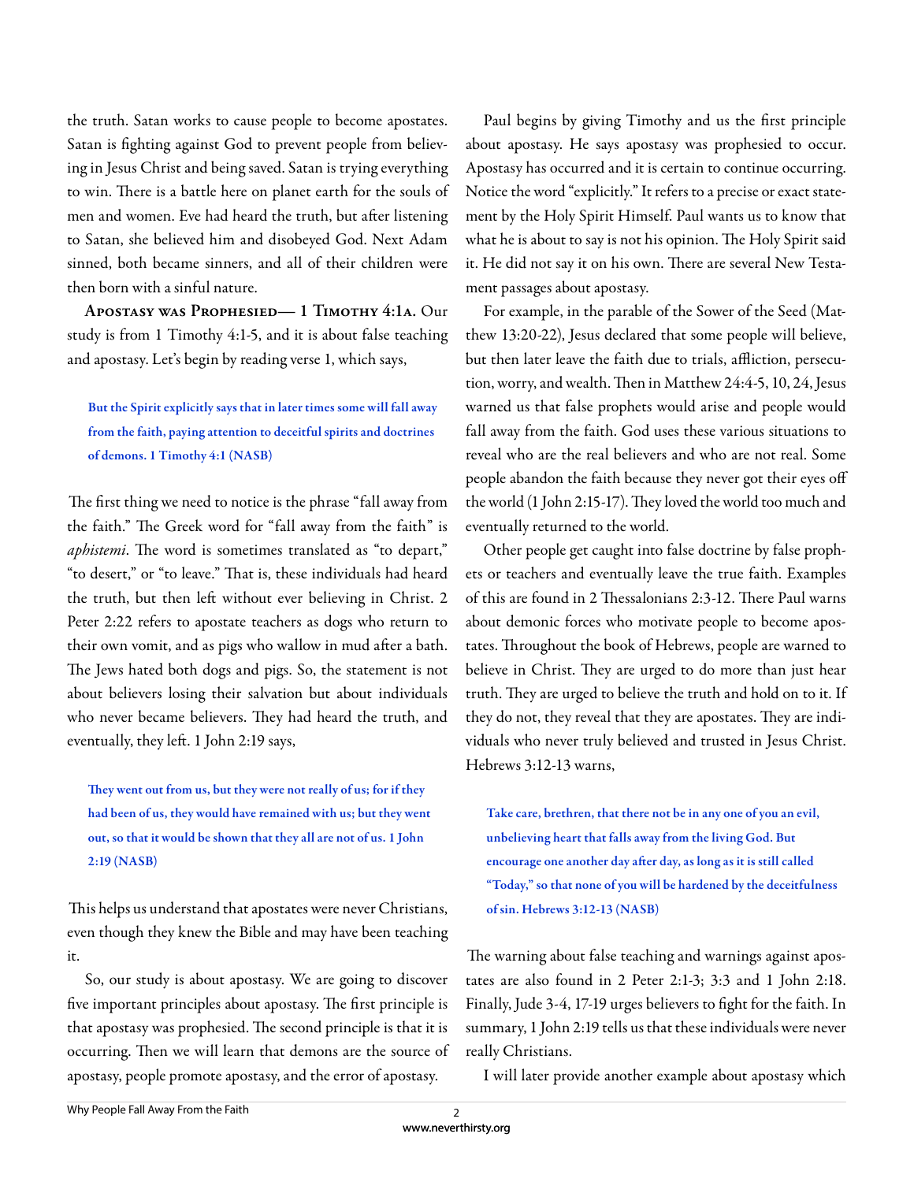the truth. Satan works to cause people to become apostates. Satan is fighting against God to prevent people from believing in Jesus Christ and being saved. Satan is trying everything to win. There is a battle here on planet earth for the souls of men and women. Eve had heard the truth, but after listening to Satan, she believed him and disobeyed God. Next Adam sinned, both became sinners, and all of their children were then born with a sinful nature.

**Apostasy was Prophesied— 1 Timothy 4:1a.** Our study is from 1 Timothy 4:1-5, and it is about false teaching and apostasy. Let's begin by reading verse 1, which says,

> **But the Spirit explicitly says that in later times some will fall away from the faith, paying attention to deceitful spirits and doctrines of demons. 1 Timothy 4:1 (NASB)**

The first thing we need to notice is the phrase "fall away from the faith." The Greek word for "fall away from the faith" is *aphistemi*. The word is sometimes translated as "to depart," "to desert," or "to leave." That is, these individuals had heard the truth, but then left without ever believing in Christ. 2 Peter 2:22 refers to apostate teachers as dogs who return to their own vomit, and as pigs who wallow in mud after a bath. The Jews hated both dogs and pigs. So, the statement is not about believers losing their salvation but about individuals who never became believers. They had heard the truth, and eventually, they left. 1 John 2:19 says,

> **They went out from us, but they were not really of us; for if they had been of us, they would have remained with us; but they went out, so that it would be shown that they all are not of us. 1 John 2:19 (NASB)**

This helps us understand that apostates were never Christians, even though they knew the Bible and may have been teaching it.

So, our study is about apostasy. We are going to discover five important principles about apostasy. The first principle is that apostasy was prophesied. The second principle is that it is occurring. Then we will learn that demons are the source of apostasy, people promote apostasy, and the error of apostasy.

Paul begins by giving Timothy and us the first principle about apostasy. He says apostasy was prophesied to occur. Apostasy has occurred and it is certain to continue occurring. Notice the word "explicitly." It refers to a precise or exact statement by the Holy Spirit Himself. Paul wants us to know that what he is about to say is not his opinion. The Holy Spirit said it. He did not say it on his own. There are several New Testament passages about apostasy.

For example, in the parable of the Sower of the Seed (Matthew 13:20-22), Jesus declared that some people will believe, but then later leave the faith due to trials, affliction, persecution, worry, and wealth. Then in Matthew 24:4-5, 10, 24, Jesus warned us that false prophets would arise and people would fall away from the faith. God uses these various situations to reveal who are the real believers and who are not real. Some people abandon the faith because they never got their eyes off the world (1 John 2:15-17). They loved the world too much and eventually returned to the world.

Other people get caught into false doctrine by false prophets or teachers and eventually leave the true faith. Examples of this are found in 2 Thessalonians 2:3-12. There Paul warns about demonic forces who motivate people to become apostates. Throughout the book of Hebrews, people are warned to believe in Christ. They are urged to do more than just hear truth. They are urged to believe the truth and hold on to it. If they do not, they reveal that they are apostates. They are individuals who never truly believed and trusted in Jesus Christ. Hebrews 3:12-13 warns,

> **Take care, brethren, that there not be in any one of you an evil, unbelieving heart that falls away from the living God. But encourage one another day after day, as long as it is still called "Today," so that none of you will be hardened by the deceitfulness of sin. Hebrews 3:12-13 (NASB)**

The warning about false teaching and warnings against apostates are also found in 2 Peter 2:1-3; 3:3 and 1 John 2:18. Finally, Jude 3-4, 17-19 urges believers to fight for the faith. In summary, 1 John 2:19 tells us that these individuals were never really Christians.

I will later provide another example about apostasy which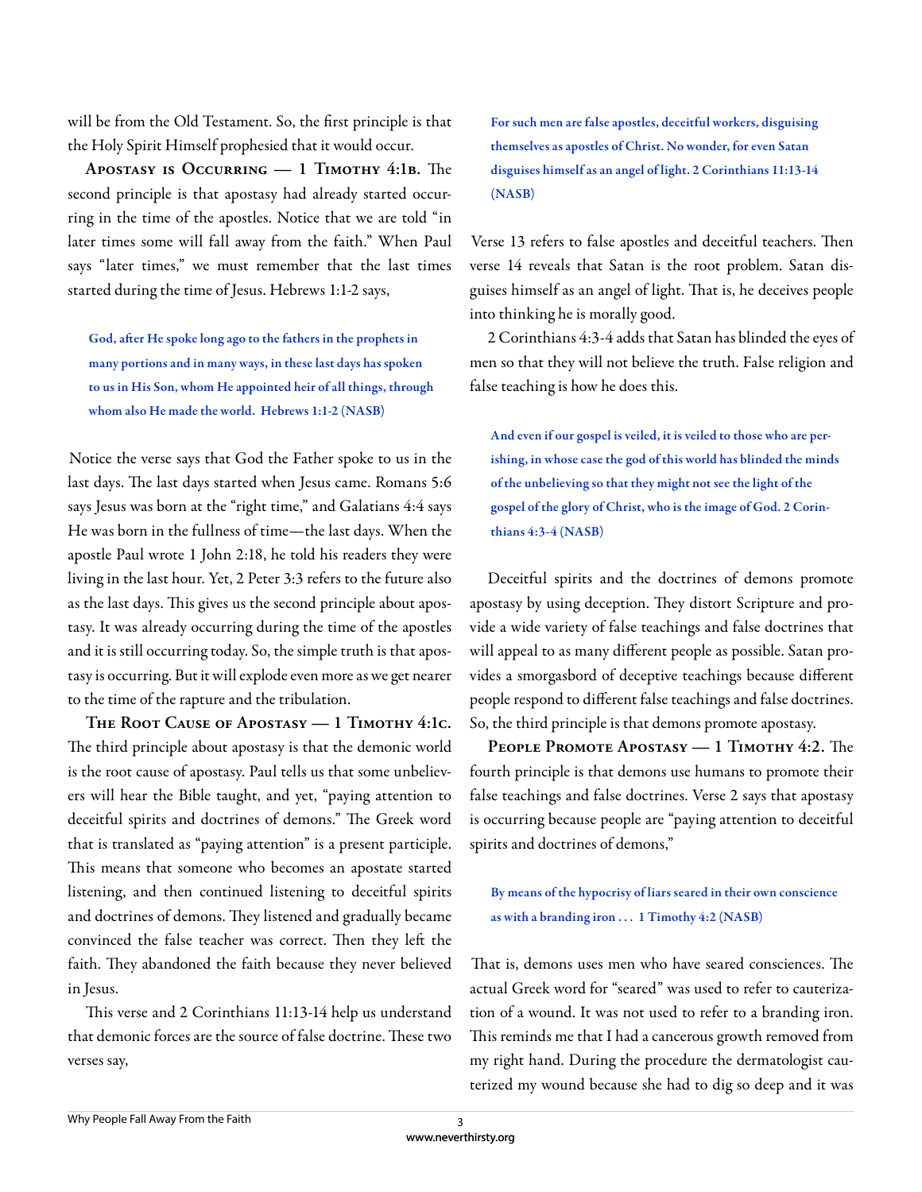will be from the Old Testament. So, the first principle is that the Holy Spirit Himself prophesied that it would occur.

**Apostasy is Occurring — 1 Timothy 4:1b.** The second principle is that apostasy had already started occurring in the time of the apostles. Notice that we are told "in later times some will fall away from the faith." When Paul says "later times," we must remember that the last times started during the time of Jesus. Hebrews 1:1-2 says,

> **God, after He spoke long ago to the fathers in the prophets in many portions and in many ways, in these last days has spoken to us in His Son, whom He appointed heir of all things, through whom also He made the world. Hebrews 1:1-2 (NASB)**

Notice the verse says that God the Father spoke to us in the last days. The last days started when Jesus came. Romans 5:6 says Jesus was born at the "right time," and Galatians 4:4 says He was born in the fullness of time—the last days. When the apostle Paul wrote 1 John 2:18, he told his readers they were living in the last hour. Yet, 2 Peter 3:3 refers to the future also as the last days. This gives us the second principle about apostasy. It was already occurring during the time of the apostles and it is still occurring today. So, the simple truth is that apostasy is occurring. But it will explode even more as we get nearer to the time of the rapture and the tribulation.

**The Root Cause of Apostasy — 1 Timothy 4:1c.** The third principle about apostasy is that the demonic world is the root cause of apostasy. Paul tells us that some unbelievers will hear the Bible taught, and yet, "paying attention to deceitful spirits and doctrines of demons." The Greek word that is translated as "paying attention" is a present participle. This means that someone who becomes an apostate started listening, and then continued listening to deceitful spirits and doctrines of demons. They listened and gradually became convinced the false teacher was correct. Then they left the faith. They abandoned the faith because they never believed in Jesus.

This verse and 2 Corinthians 11:13-14 help us understand that demonic forces are the source of false doctrine. These two verses say,

> **For such men are false apostles, deceitful workers, disguising themselves as apostles of Christ. No wonder, for even Satan disguises himself as an angel of light. 2 Corinthians 11:13-14 (NASB)**

Verse 13 refers to false apostles and deceitful teachers. Then verse 14 reveals that Satan is the root problem. Satan disguises himself as an angel of light. That is, he deceives people into thinking he is morally good.

2 Corinthians 4:3-4 adds that Satan has blinded the eyes of men so that they will not believe the truth. False religion and false teaching is how he does this.

> **And even if our gospel is veiled, it is veiled to those who are perishing, in whose case the god of this world has blinded the minds of the unbelieving so that they might not see the light of the gospel of the glory of Christ, who is the image of God. 2 Corinthians 4:3-4 (NASB)**

Deceitful spirits and the doctrines of demons promote apostasy by using deception. They distort Scripture and provide a wide variety of false teachings and false doctrines that will appeal to as many different people as possible. Satan provides a smorgasbord of deceptive teachings because different people respond to different false teachings and false doctrines. So, the third principle is that demons promote apostasy.

**People Promote Apostasy — 1 Timothy 4:2.** The fourth principle is that demons use humans to promote their false teachings and false doctrines. Verse 2 says that apostasy is occurring because people are "paying attention to deceitful spirits and doctrines of demons,"

> **By means of the hypocrisy of liars seared in their own conscience as with a branding iron . . . 1 Timothy 4:2 (NASB)**

That is, demons uses men who have seared consciences. The actual Greek word for "seared" was used to refer to cauterization of a wound. It was not used to refer to a branding iron. This reminds me that I had a cancerous growth removed from my right hand. During the procedure the dermatologist cauterized my wound because she had to dig so deep and it was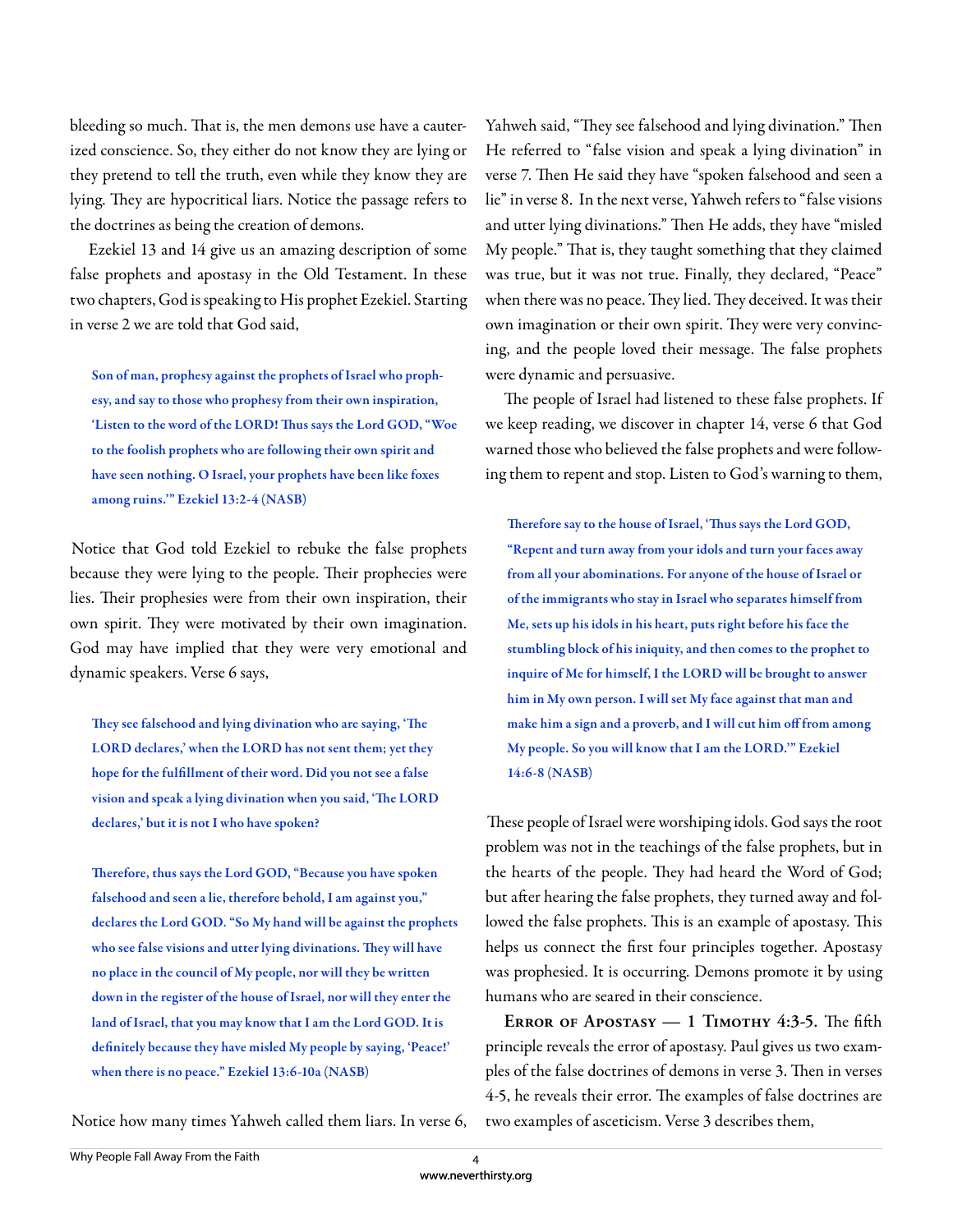bleeding so much. That is, the men demons use have a cauterized conscience. So, they either do not know they are lying or they pretend to tell the truth, even while they know they are lying. They are hypocritical liars. Notice the passage refers to the doctrines as being the creation of demons.

Ezekiel 13 and 14 give us an amazing description of some false prophets and apostasy in the Old Testament. In these two chapters, God is speaking to His prophet Ezekiel. Starting in verse 2 we are told that God said,

> **Son of man, prophesy against the prophets of Israel who prophesy, and say to those who prophesy from their own inspiration, 'Listen to the word of the LORD! Thus says the Lord GOD, "Woe to the foolish prophets who are following their own spirit and have seen nothing. O Israel, your prophets have been like foxes among ruins."' Ezekiel 13:2-4 (NASB)**

Notice that God told Ezekiel to rebuke the false prophets because they were lying to the people. Their prophecies were lies. Their prophesies were from their own inspiration, their own spirit. They were motivated by their own imagination. God may have implied that they were very emotional and dynamic speakers. Verse 6 says,

> **They see falsehood and lying divination who are saying, 'The LORD declares,' when the LORD has not sent them; yet they hope for the fulfillment of their word. Did you not see a false vision and speak a lying divination when you said, 'The LORD declares,' but it is not I who have spoken?**
>
> **Therefore, thus says the Lord GOD, "Because you have spoken falsehood and seen a lie, therefore behold, I am against you," declares the Lord GOD. "So My hand will be against the prophets who see false visions and utter lying divinations. They will have no place in the council of My people, nor will they be written down in the register of the house of Israel, nor will they enter the land of Israel, that you may know that I am the Lord GOD. It is definitely because they have misled My people by saying, 'Peace!' when there is no peace." Ezekiel 13:6-10a (NASB)**

Notice how many times Yahweh called them liars. In verse 6, Yahweh said, "They see falsehood and lying divination." Then He referred to "false vision and speak a lying divination" in verse 7. Then He said they have "spoken falsehood and seen a lie" in verse 8. In the next verse, Yahweh refers to "false visions and utter lying divinations." Then He adds, they have "misled My people." That is, they taught something that they claimed was true, but it was not true. Finally, they declared, "Peace" when there was no peace. They lied. They deceived. It was their own imagination or their own spirit. They were very convincing, and the people loved their message. The false prophets were dynamic and persuasive.

The people of Israel had listened to these false prophets. If we keep reading, we discover in chapter 14, verse 6 that God warned those who believed the false prophets and were following them to repent and stop. Listen to God's warning to them,

> **Therefore say to the house of Israel, 'Thus says the Lord GOD, "Repent and turn away from your idols and turn your faces away from all your abominations. For anyone of the house of Israel or of the immigrants who stay in Israel who separates himself from Me, sets up his idols in his heart, puts right before his face the stumbling block of his iniquity, and then comes to the prophet to inquire of Me for himself, I the LORD will be brought to answer him in My own person. I will set My face against that man and make him a sign and a proverb, and I will cut him off from among My people. So you will know that I am the LORD."' Ezekiel 14:6-8 (NASB)**

These people of Israel were worshiping idols. God says the root problem was not in the teachings of the false prophets, but in the hearts of the people. They had heard the Word of God; but after hearing the false prophets, they turned away and followed the false prophets. This is an example of apostasy. This helps us connect the first four principles together. Apostasy was prophesied. It is occurring. Demons promote it by using humans who are seared in their conscience.

**Error of Apostasy — 1 Timothy 4:3-5.** The fifth principle reveals the error of apostasy. Paul gives us two examples of the false doctrines of demons in verse 3. Then in verses 4-5, he reveals their error. The examples of false doctrines are two examples of asceticism. Verse 3 describes them,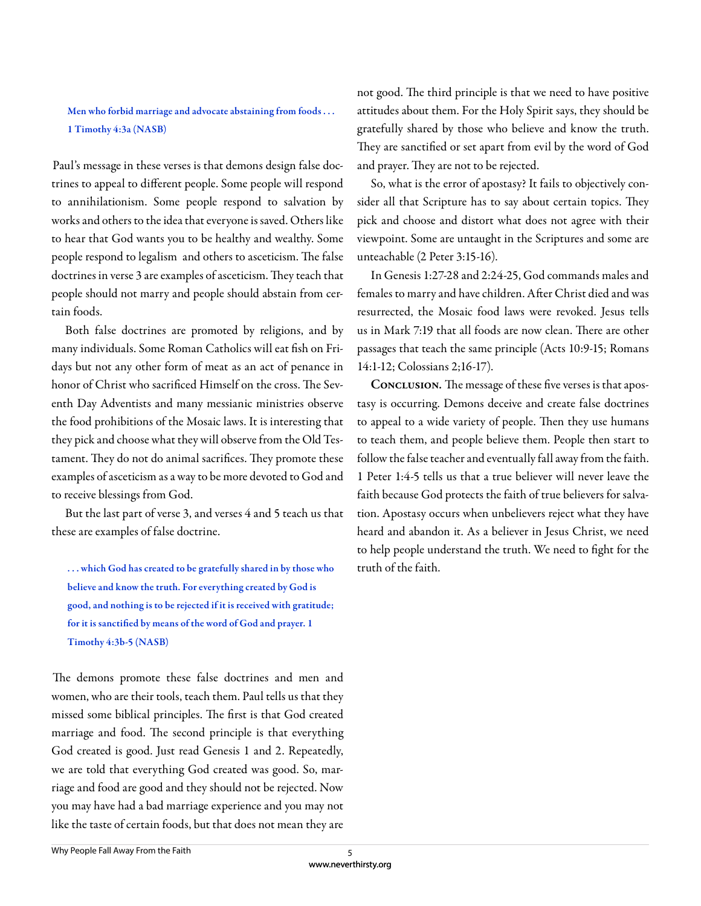**Men who forbid marriage and advocate abstaining from foods . . . 1 Timothy 4:3a (NASB)**

Paul's message in these verses is that demons design false doctrines to appeal to different people. Some people will respond to annihilationism. Some people respond to salvation by works and others to the idea that everyone is saved. Others like to hear that God wants you to be healthy and wealthy. Some people respond to legalism and others to asceticism. The false doctrines in verse 3 are examples of asceticism. They teach that people should not marry and people should abstain from certain foods.

Both false doctrines are promoted by religions, and by many individuals. Some Roman Catholics will eat fish on Fridays but not any other form of meat as an act of penance in honor of Christ who sacrificed Himself on the cross. The Seventh Day Adventists and many messianic ministries observe the food prohibitions of the Mosaic laws. It is interesting that they pick and choose what they will observe from the Old Testament. They do not do animal sacrifices. They promote these examples of asceticism as a way to be more devoted to God and to receive blessings from God.

But the last part of verse 3, and verses 4 and 5 teach us that these are examples of false doctrine.

**. . . which God has created to be gratefully shared in by those who believe and know the truth. For everything created by God is good, and nothing is to be rejected if it is received with gratitude; for it is sanctified by means of the word of God and prayer. 1 Timothy 4:3b-5 (NASB)**

The demons promote these false doctrines and men and women, who are their tools, teach them. Paul tells us that they missed some biblical principles. The first is that God created marriage and food. The second principle is that everything God created is good. Just read Genesis 1 and 2. Repeatedly, we are told that everything God created was good. So, marriage and food are good and they should not be rejected. Now you may have had a bad marriage experience and you may not like the taste of certain foods, but that does not mean they are not good. The third principle is that we need to have positive attitudes about them. For the Holy Spirit says, they should be gratefully shared by those who believe and know the truth. They are sanctified or set apart from evil by the word of God and prayer. They are not to be rejected.

So, what is the error of apostasy? It fails to objectively consider all that Scripture has to say about certain topics. They pick and choose and distort what does not agree with their viewpoint. Some are untaught in the Scriptures and some are unteachable (2 Peter 3:15-16).

In Genesis 1:27-28 and 2:24-25, God commands males and females to marry and have children. After Christ died and was resurrected, the Mosaic food laws were revoked. Jesus tells us in Mark 7:19 that all foods are now clean. There are other passages that teach the same principle (Acts 10:9-15; Romans 14:1-12; Colossians 2;16-17).

**Conclusion.** The message of these five verses is that apostasy is occurring. Demons deceive and create false doctrines to appeal to a wide variety of people. Then they use humans to teach them, and people believe them. People then start to follow the false teacher and eventually fall away from the faith. 1 Peter 1:4-5 tells us that a true believer will never leave the faith because God protects the faith of true believers for salvation. Apostasy occurs when unbelievers reject what they have heard and abandon it. As a believer in Jesus Christ, we need to help people understand the truth. We need to fight for the truth of the faith.